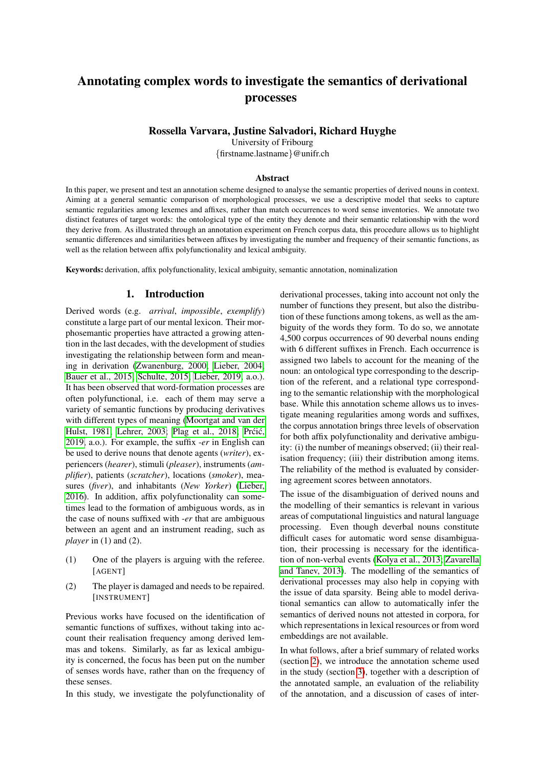# Annotating complex words to investigate the semantics of derivational processes

**Rossella Varvara, Justine Salvadori, Richard Huyghe**

University of Fribourg

{firstname.lastname}@unifr.ch

## Abstract

In this paper, we present and test an annotation scheme designed to analyse the semantic properties of derived nouns in context. Aiming at a general semantic comparison of morphological processes, we use a descriptive model that seeks to capture semantic regularities among lexemes and affixes, rather than match occurrences to word sense inventories. We annotate two distinct features of target words: the ontological type of the entity they denote and their semantic relationship with the word they derive from. As illustrated through an annotation experiment on French corpus data, this procedure allows us to highlight semantic differences and similarities between affixes by investigating the number and frequency of their semantic functions, as well as the relation between affix polyfunctionality and lexical ambiguity.

**Keywords:** derivation, affix polyfunctionality, lexical ambiguity, semantic annotation, nominalization

## 1. Introduction

Derived words (e.g. *arrival*, *impossible*, *exemplify*) constitute a large part of our mental lexicon. Their morphosemantic properties have attracted a growing attention in the last decades, with the development of studies investigating the relationship between form and meaning in derivation (Zwanenburg, 2000; Lieber, 2004; Bauer et al., 2015; Schulte, 2015; Lieber, 2019, a.o.). It has been observed that word-formation processes are often polyfunctional, i.e. each of them may serve a variety of semantic functions by producing derivatives with different types of meaning (Moortgat and van der Hulst, 1981; Lehrer, 2003; Plag et al., 2018; Prćić, 2019, a.o.). For example, the suffix *-er* in English can be used to derive nouns that denote agents (*writer*), experiencers (*hearer*), stimuli (*pleaser*), instruments (*amplifier*), patients (*scratcher*), locations (*smoker*), measures (*fiver*), and inhabitants (*New Yorker*) (Lieber, 2016). In addition, affix polyfunctionality can sometimes lead to the formation of ambiguous words, as in the case of nouns suffixed with *-er* that are ambiguous between an agent and an instrument reading, such as *player* in (1) and (2).

(1) One of the players is arguing with the referee. [AGENT]

(2) The player is damaged and needs to be repaired. [INSTRUMENT]

Previous works have focused on the identification of semantic functions of suffixes, without taking into account their realisation frequency among derived lemmas and tokens. Similarly, as far as lexical ambiguity is concerned, the focus has been put on the number of senses words have, rather than on the frequency of these senses.

In this study, we investigate the polyfunctionality of derivational processes, taking into account not only the number of functions they present, but also the distribution of these functions among tokens, as well as the ambiguity of the words they form. To do so, we annotate 4,500 corpus occurrences of 90 deverbal nouns ending with 6 different suffixes in French. Each occurrence is assigned two labels to account for the meaning of the noun: an ontological type corresponding to the description of the referent, and a relational type corresponding to the semantic relationship with the morphological base. While this annotation scheme allows us to investigate meaning regularities among words and suffixes, the corpus annotation brings three levels of observation for both affix polyfunctionality and derivative ambiguity: (i) the number of meanings observed; (ii) their realisation frequency; (iii) their distribution among items. The reliability of the method is evaluated by considering agreement scores between annotators.

The issue of the disambiguation of derived nouns and the modelling of their semantics is relevant in various areas of computational linguistics and natural language processing. Even though deverbal nouns constitute difficult cases for automatic word sense disambiguation, their processing is necessary for the identification of non-verbal events (Kolya et al., 2013; Zavarella and Tanev, 2013). The modelling of the semantics of derivational processes may also help in copying with the issue of data sparsity. Being able to model derivational semantics can allow to automatically infer the semantics of derived nouns not attested in corpora, for which representations in lexical resources or from word embeddings are not available.

In what follows, after a brief summary of related works (section 2), we introduce the annotation scheme used in the study (section 3), together with a description of the annotated sample, an evaluation of the reliability of the annotation, and a discussion of cases of inter-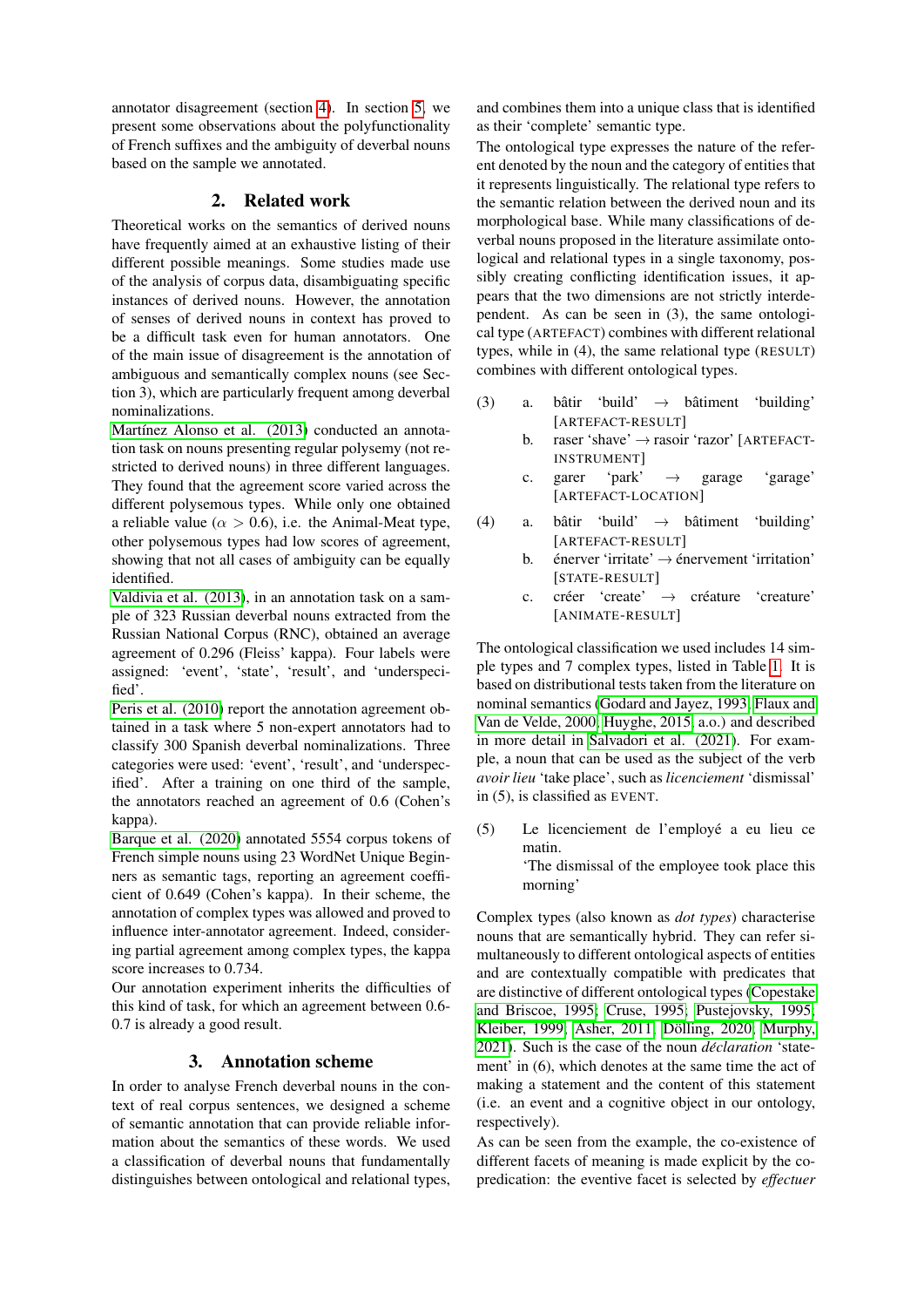annotator disagreement (section 4). In section 5, we present some observations about the polyfunctionality of French suffixes and the ambiguity of deverbal nouns based on the sample we annotated.

## 2. Related work

Theoretical works on the semantics of derived nouns have frequently aimed at an exhaustive listing of their different possible meanings. Some studies made use of the analysis of corpus data, disambiguating specific instances of derived nouns. However, the annotation of senses of derived nouns in context has proved to be a difficult task even for human annotators. One of the main issue of disagreement is the annotation of ambiguous and semantically complex nouns (see Section 3), which are particularly frequent among deverbal nominalizations.

Martínez Alonso et al. (2013) conducted an annotation task on nouns presenting regular polysemy (not restricted to derived nouns) in three different languages. They found that the agreement score varied across the different polysemous types. While only one obtained a reliable value ($\alpha > 0.6$), i.e. the Animal-Meat type, other polysemous types had low scores of agreement, showing that not all cases of ambiguity can be equally identified.

Valdivia et al. (2013), in an annotation task on a sample of 323 Russian deverbal nouns extracted from the Russian National Corpus (RNC), obtained an average agreement of 0.296 (Fleiss' kappa). Four labels were assigned: 'event', 'state', 'result', and 'underspecified'.

Peris et al. (2010) report the annotation agreement obtained in a task where 5 non-expert annotators had to classify 300 Spanish deverbal nominalizations. Three categories were used: 'event', 'result', and 'underspecified'. After a training on one third of the sample, the annotators reached an agreement of 0.6 (Cohen's kappa).

Barque et al. (2020) annotated 5554 corpus tokens of French simple nouns using 23 WordNet Unique Beginners as semantic tags, reporting an agreement coefficient of 0.649 (Cohen's kappa). In their scheme, the annotation of complex types was allowed and proved to influence inter-annotator agreement. Indeed, considering partial agreement among complex types, the kappa score increases to 0.734.

Our annotation experiment inherits the difficulties of this kind of task, for which an agreement between 0.6-0.7 is already a good result.

## 3. Annotation scheme

In order to analyse French deverbal nouns in the context of real corpus sentences, we designed a scheme of semantic annotation that can provide reliable information about the semantics of these words. We used a classification of deverbal nouns that fundamentally distinguishes between ontological and relational types, and combines them into a unique class that is identified as their 'complete' semantic type.

The ontological type expresses the nature of the referent denoted by the noun and the category of entities that it represents linguistically. The relational type refers to the semantic relation between the derived noun and its morphological base. While many classifications of deverbal nouns proposed in the literature assimilate ontological and relational types in a single taxonomy, possibly creating conflicting identification issues, it appears that the two dimensions are not strictly interdependent. As can be seen in (3), the same ontological type (ARTEFACT) combines with different relational types, while in (4), the same relational type (RESULT) combines with different ontological types.

(3) a. bâtir 'build' → bâtiment 'building' [ARTEFACT-RESULT]
    b. raser 'shave' → rasoir 'razor' [ARTEFACT-INSTRUMENT]
    c. garer 'park' → garage 'garage' [ARTEFACT-LOCATION]

(4) a. bâtir 'build' → bâtiment 'building' [ARTEFACT-RESULT]
    b. énerver 'irritate' → énervement 'irritation' [STATE-RESULT]
    c. créer 'create' → créature 'creature' [ANIMATE-RESULT]

The ontological classification we used includes 14 simple types and 7 complex types, listed in Table 1. It is based on distributional tests taken from the literature on nominal semantics (Godard and Jayez, 1993; Flaux and Van de Velde, 2000; Huyghe, 2015, a.o.) and described in more detail in Salvadori et al. (2021). For example, a noun that can be used as the subject of the verb *avoir lieu* 'take place', such as *licenciement* 'dismissal' in (5), is classified as EVENT.

(5) Le licenciement de l'employé a eu lieu ce matin.
    'The dismissal of the employee took place this morning'

Complex types (also known as *dot types*) characterise nouns that are semantically hybrid. They can refer simultaneously to different ontological aspects of entities and are contextually compatible with predicates that are distinctive of different ontological types (Copestake and Briscoe, 1995; Cruse, 1995; Pustejovsky, 1995; Kleiber, 1999; Asher, 2011; Dölling, 2020; Murphy, 2021). Such is the case of the noun *déclaration* 'statement' in (6), which denotes at the same time the act of making a statement and the content of this statement (i.e. an event and a cognitive object in our ontology, respectively).

As can be seen from the example, the co-existence of different facets of meaning is made explicit by the co-predication: the eventive facet is selected by *effectuer*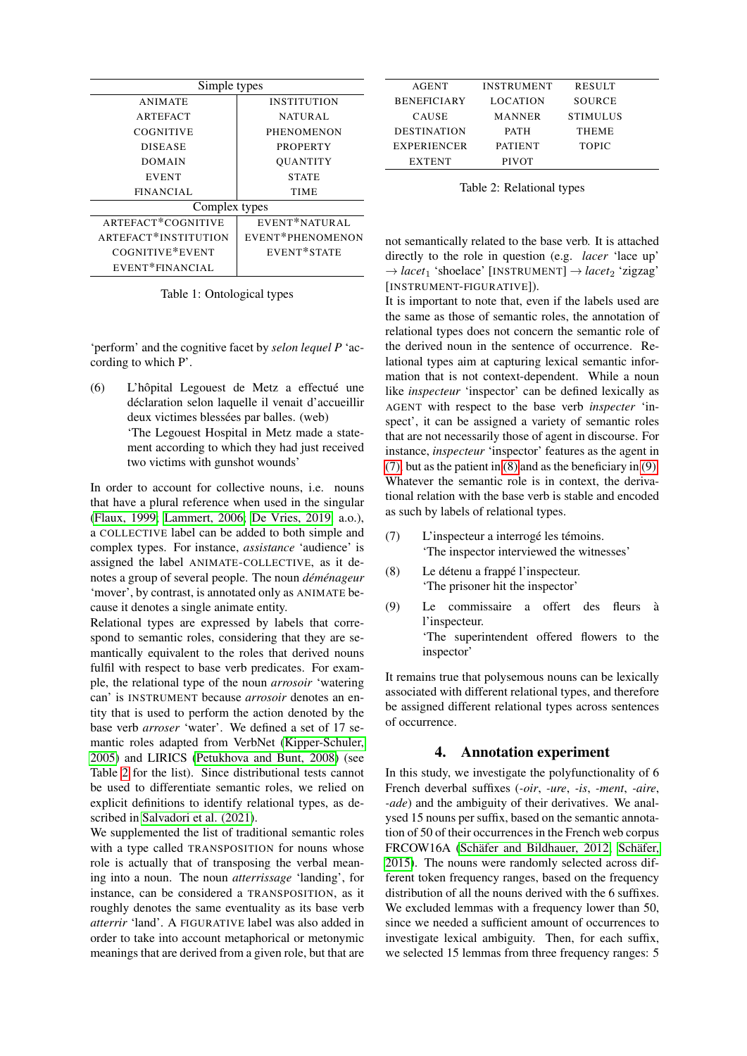| Simple types | |
|---|---|
| ANIMATE | INSTITUTION |
| ARTEFACT | NATURAL |
| COGNITIVE | PHENOMENON |
| DISEASE | PROPERTY |
| DOMAIN | QUANTITY |
| EVENT | STATE |
| FINANCIAL | TIME |
| **Complex types** | |
| ARTEFACT*COGNITIVE | EVENT*NATURAL |
| ARTEFACT*INSTITUTION | EVENT*PHENOMENON |
| COGNITIVE*EVENT | EVENT*STATE |
| EVENT*FINANCIAL | |

Table 1: Ontological types

'perform' and the cognitive facet by *selon lequel P* 'according to which P'.

(6) L'hôpital Legouest de Metz a effectué une déclaration selon laquelle il venait d'accueillir deux victimes blessées par balles. (web)
'The Legouest Hospital in Metz made a statement according to which they had just received two victims with gunshot wounds'

In order to account for collective nouns, i.e. nouns that have a plural reference when used in the singular (Flaux, 1999; Lammert, 2006; De Vries, 2019; a.o.), a COLLECTIVE label can be added to both simple and complex types. For instance, *assistance* 'audience' is assigned the label ANIMATE-COLLECTIVE, as it denotes a group of several people. The noun *déménageur* 'mover', by contrast, is annotated only as ANIMATE because it denotes a single animate entity.

Relational types are expressed by labels that correspond to semantic roles, considering that they are semantically equivalent to the roles that derived nouns fulfil with respect to base verb predicates. For example, the relational type of the noun *arrosoir* 'watering can' is INSTRUMENT because *arrosoir* denotes an entity that is used to perform the action denoted by the base verb *arroser* 'water'. We defined a set of 17 semantic roles adapted from VerbNet (Kipper-Schuler, 2005) and LIRICS (Petukhova and Bunt, 2008) (see Table 2 for the list). Since distributional tests cannot be used to differentiate semantic roles, we relied on explicit definitions to identify relational types, as described in Salvadori et al. (2021).

We supplemented the list of traditional semantic roles with a type called TRANSPOSITION for nouns whose role is actually that of transposing the verbal meaning into a noun. The noun *atterrissage* 'landing', for instance, can be considered a TRANSPOSITION, as it roughly denotes the same eventuality as its base verb *atterrir* 'land'. A FIGURATIVE label was also added in order to take into account metaphorical or metonymic meanings that are derived from a given role, but that are not semantically related to the base verb. It is attached directly to the role in question (e.g. *lacer* 'lace up' → *lacet*$_1$ 'shoelace' [INSTRUMENT] → *lacet*$_2$ 'zigzag' [INSTRUMENT-FIGURATIVE]).

| | | |
|---|---|---|
| AGENT | INSTRUMENT | RESULT |
| BENEFICIARY | LOCATION | SOURCE |
| CAUSE | MANNER | STIMULUS |
| DESTINATION | PATH | THEME |
| EXPERIENCER | PATIENT | TOPIC |
| EXTENT | PIVOT | |

Table 2: Relational types

It is important to note that, even if the labels used are the same as those of semantic roles, the annotation of relational types does not concern the semantic role of the derived noun in the sentence of occurrence. Relational types aim at capturing lexical semantic information that is not context-dependent. While a noun like *inspecteur* 'inspector' can be defined lexically as AGENT with respect to the base verb *inspecter* 'inspect', it can be assigned a variety of semantic roles that are not necessarily those of agent in discourse. For instance, *inspecteur* 'inspector' features as the agent in (7), but as the patient in (8) and as the beneficiary in (9). Whatever the semantic role is in context, the derivational relation with the base verb is stable and encoded as such by labels of relational types.

(7) L'inspecteur a interrogé les témoins.
'The inspector interviewed the witnesses'

(8) Le détenu a frappé l'inspecteur.
'The prisoner hit the inspector'

(9) Le commissaire a offert des fleurs à l'inspecteur.
'The superintendent offered flowers to the inspector'

It remains true that polysemous nouns can be lexically associated with different relational types, and therefore be assigned different relational types across sentences of occurrence.

## 4. Annotation experiment

In this study, we investigate the polyfunctionality of 6 French deverbal suffixes (*-oir*, *-ure*, *-is*, *-ment*, *-aire*, *-ade*) and the ambiguity of their derivatives. We analysed 15 nouns per suffix, based on the semantic annotation of 50 of their occurrences in the French web corpus FRCOW16A (Schäfer and Bildhauer, 2012; Schäfer, 2015). The nouns were randomly selected across different token frequency ranges, based on the frequency distribution of all the nouns derived with the 6 suffixes. We excluded lemmas with a frequency lower than 50, since we needed a sufficient amount of occurrences to investigate lexical ambiguity. Then, for each suffix, we selected 15 lemmas from three frequency ranges: 5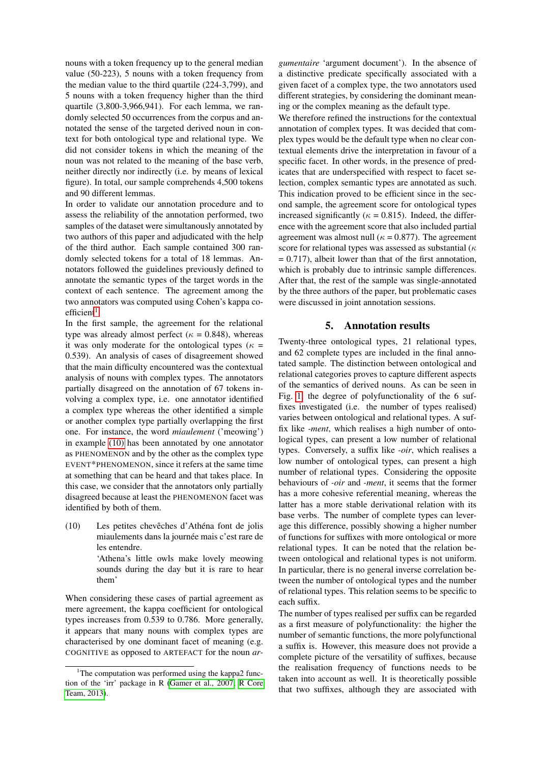nouns with a token frequency up to the general median value (50-223), 5 nouns with a token frequency from the median value to the third quartile (224-3,799), and 5 nouns with a token frequency higher than the third quartile (3,800-3,966,941). For each lemma, we randomly selected 50 occurrences from the corpus and annotated the sense of the targeted derived noun in context for both ontological type and relational type. We did not consider tokens in which the meaning of the noun was not related to the meaning of the base verb, neither directly nor indirectly (i.e. by means of lexical figure). In total, our sample comprehends 4,500 tokens and 90 different lemmas.

In order to validate our annotation procedure and to assess the reliability of the annotation performed, two samples of the dataset were simultanously annotated by two authors of this paper and adjudicated with the help of the third author. Each sample contained 300 randomly selected tokens for a total of 18 lemmas. Annotators followed the guidelines previously defined to annotate the semantic types of the target words in the context of each sentence. The agreement among the two annotators was computed using Cohen's kappa coefficient[1].

In the first sample, the agreement for the relational type was already almost perfect ($\kappa$ = 0.848), whereas it was only moderate for the ontological types ($\kappa$ = 0.539). An analysis of cases of disagreement showed that the main difficulty encountered was the contextual analysis of nouns with complex types. The annotators partially disagreed on the annotation of 67 tokens involving a complex type, i.e. one annotator identified a complex type whereas the other identified a simple or another complex type partially overlapping the first one. For instance, the word *miaulement* ('meowing') in example (10) has been annotated by one annotator as PHENOMENON and by the other as the complex type EVENT*PHENOMENON, since it refers at the same time at something that can be heard and that takes place. In this case, we consider that the annotators only partially disagreed because at least the PHENOMENON facet was identified by both of them.

(10) Les petites chevêches d'Athéna font de jolis miaulements dans la journée mais c'est rare de les entendre.
'Athena's little owls make lovely meowing sounds during the day but it is rare to hear them'

When considering these cases of partial agreement as mere agreement, the kappa coefficient for ontological types increases from 0.539 to 0.786. More generally, it appears that many nouns with complex types are characterised by one dominant facet of meaning (e.g. COGNITIVE as opposed to ARTEFACT for the noun *argumentaire* 'argument document'). In the absence of a distinctive predicate specifically associated with a given facet of a complex type, the two annotators used different strategies, by considering the dominant meaning or the complex meaning as the default type.

We therefore refined the instructions for the contextual annotation of complex types. It was decided that complex types would be the default type when no clear contextual elements drive the interpretation in favour of a specific facet. In other words, in the presence of predicates that are underspecified with respect to facet selection, complex semantic types are annotated as such. This indication proved to be efficient since in the second sample, the agreement score for ontological types increased significantly ($\kappa$ = 0.815). Indeed, the difference with the agreement score that also included partial agreement was almost null ($\kappa$ = 0.877). The agreement score for relational types was assessed as substantial ($\kappa$ = 0.717), albeit lower than that of the first annotation, which is probably due to intrinsic sample differences. After that, the rest of the sample was single-annotated by the three authors of the paper, but problematic cases were discussed in joint annotation sessions.

## 5. Annotation results

Twenty-three ontological types, 21 relational types, and 62 complete types are included in the final annotated sample. The distinction between ontological and relational categories proves to capture different aspects of the semantics of derived nouns. As can be seen in Fig. 1, the degree of polyfunctionality of the 6 suffixes investigated (i.e. the number of types realised) varies between ontological and relational types. A suffix like *-ment*, which realises a high number of ontological types, can present a low number of relational types. Conversely, a suffix like *-oir*, which realises a low number of ontological types, can present a high number of relational types. Considering the opposite behaviours of *-oir* and *-ment*, it seems that the former has a more cohesive referential meaning, whereas the latter has a more stable derivational relation with its base verbs. The number of complete types can leverage this difference, possibly showing a higher number of functions for suffixes with more ontological or more relational types. It can be noted that the relation between ontological and relational types is not uniform. In particular, there is no general inverse correlation between the number of ontological types and the number of relational types. This relation seems to be specific to each suffix.

The number of types realised per suffix can be regarded as a first measure of polyfunctionality: the higher the number of semantic functions, the more polyfunctional a suffix is. However, this measure does not provide a complete picture of the versatility of suffixes, because the realisation frequency of functions needs to be taken into account as well. It is theoretically possible that two suffixes, although they are associated with

[1]The computation was performed using the kappa2 function of the 'irr' package in R (Gamer et al., 2007; R Core Team, 2013).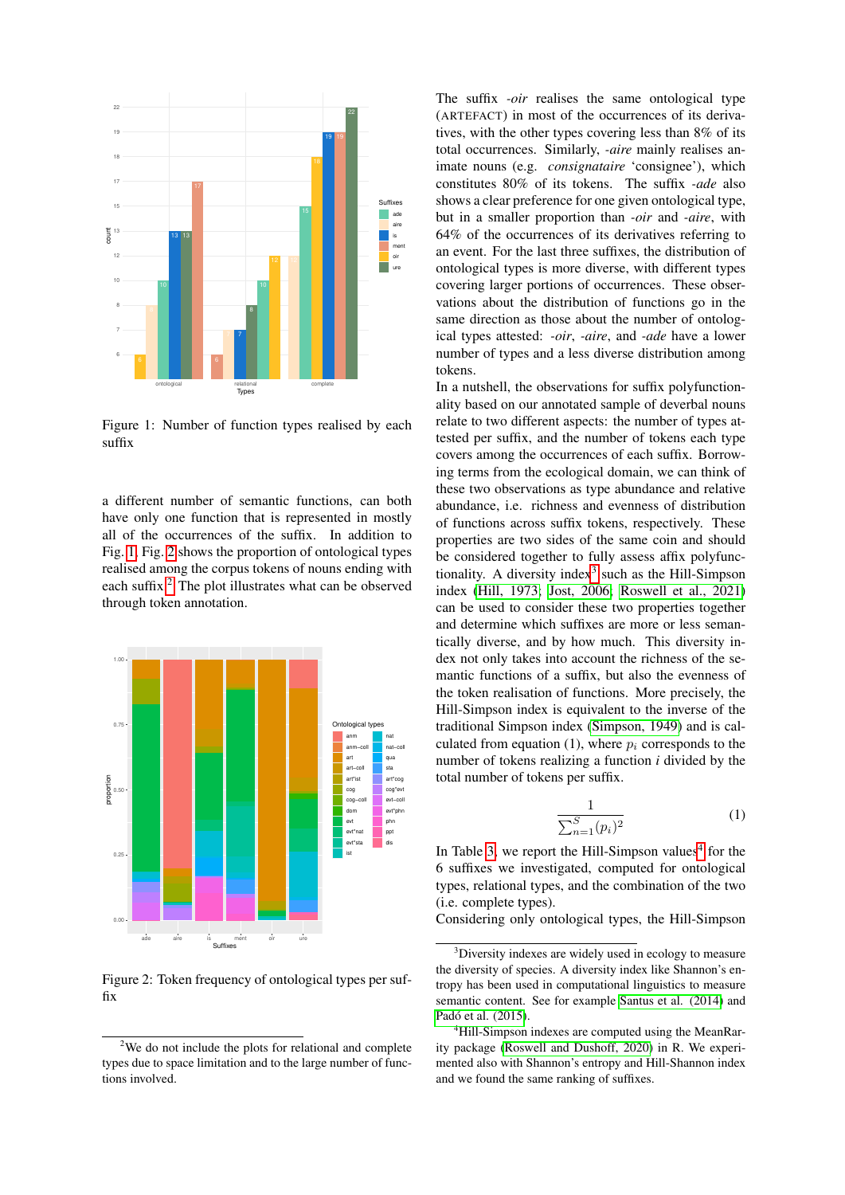Figure 1: Number of function types realised by each suffix

a different number of semantic functions, can both have only one function that is represented in mostly all of the occurrences of the suffix. In addition to Fig. 1, Fig. 2 shows the proportion of ontological types realised among the corpus tokens of nouns ending with each suffix.[2] The plot illustrates what can be observed through token annotation.

Figure 2: Token frequency of ontological types per suffix

The suffix *-oir* realises the same ontological type (ARTEFACT) in most of the occurrences of its derivatives, with the other types covering less than 8% of its total occurrences. Similarly, *-aire* mainly realises animate nouns (e.g. *consignataire* 'consignee'), which constitutes 80% of its tokens. The suffix *-ade* also shows a clear preference for one given ontological type, but in a smaller proportion than *-oir* and *-aire*, with 64% of the occurrences of its derivatives referring to an event. For the last three suffixes, the distribution of ontological types is more diverse, with different types covering larger portions of occurrences. These observations about the distribution of functions go in the same direction as those about the number of ontological types attested: *-oir*, *-aire*, and *-ade* have a lower number of types and a less diverse distribution among tokens.

In a nutshell, the observations for suffix polyfunctionality based on our annotated sample of deverbal nouns relate to two different aspects: the number of types attested per suffix, and the number of tokens each type covers among the occurrences of each suffix. Borrowing terms from the ecological domain, we can think of these two observations as type abundance and relative abundance, i.e. richness and evenness of distribution of functions across suffix tokens, respectively. These properties are two sides of the same coin and should be considered together to fully assess affix polyfunctionality. A diversity index[3] such as the Hill-Simpson index (Hill, 1973; Jost, 2006; Roswell et al., 2021) can be used to consider these two properties together and determine which suffixes are more or less semantically diverse, and by how much. This diversity index not only takes into account the richness of the semantic functions of a suffix, but also the evenness of the token realisation of functions. More precisely, the Hill-Simpson index is equivalent to the inverse of the traditional Simpson index (Simpson, 1949) and is calculated from equation (1), where $p_i$ corresponds to the number of tokens realizing a function $i$ divided by the total number of tokens per suffix.

$$\frac{1}{\sum_{n=1}^{S}(p_i)^2} \quad (1)$$

In Table 3, we report the Hill-Simpson values[4] for the 6 suffixes we investigated, computed for ontological types, relational types, and the combination of the two (i.e. complete types).

Considering only ontological types, the Hill-Simpson

[2] We do not include the plots for relational and complete types due to space limitation and to the large number of functions involved.

[3] Diversity indexes are widely used in ecology to measure the diversity of species. A diversity index like Shannon's entropy has been used in computational linguistics to measure semantic content. See for example Santus et al. (2014) and Padó et al. (2015).

[4] Hill-Simpson indexes are computed using the MeanRarity package (Roswell and Dushoff, 2020) in R. We experimented also with Shannon's entropy and Hill-Shannon index and we found the same ranking of suffixes.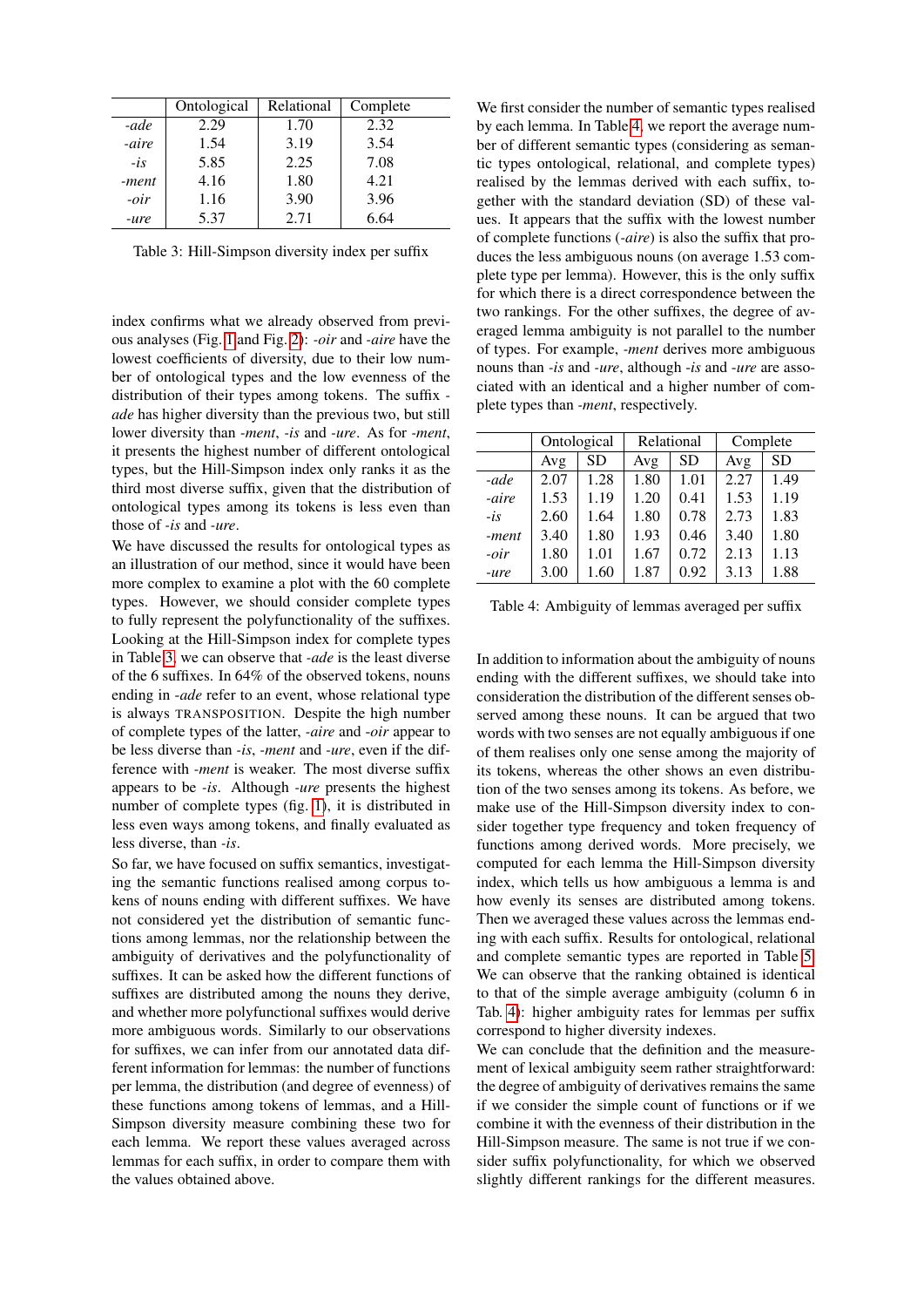|  | Ontological | Relational | Complete |
|---|---|---|---|
| *-ade* | 2.29 | 1.70 | 2.32 |
| *-aire* | 1.54 | 3.19 | 3.54 |
| *-is* | 5.85 | 2.25 | 7.08 |
| *-ment* | 4.16 | 1.80 | 4.21 |
| *-oir* | 1.16 | 3.90 | 3.96 |
| *-ure* | 5.37 | 2.71 | 6.64 |

Table 3: Hill-Simpson diversity index per suffix

index confirms what we already observed from previous analyses (Fig. 1 and Fig. 2): *-oir* and *-aire* have the lowest coefficients of diversity, due to their low number of ontological types and the low evenness of the distribution of their types among tokens. The suffix *-ade* has higher diversity than the previous two, but still lower diversity than *-ment*, *-is* and *-ure*. As for *-ment*, it presents the highest number of different ontological types, but the Hill-Simpson index only ranks it as the third most diverse suffix, given that the distribution of ontological types among its tokens is less even than those of *-is* and *-ure*.

We have discussed the results for ontological types as an illustration of our method, since it would have been more complex to examine a plot with the 60 complete types. However, we should consider complete types to fully represent the polyfunctionality of the suffixes. Looking at the Hill-Simpson index for complete types in Table 3, we can observe that *-ade* is the least diverse of the 6 suffixes. In 64% of the observed tokens, nouns ending in *-ade* refer to an event, whose relational type is always TRANSPOSITION. Despite the high number of complete types of the latter, *-aire* and *-oir* appear to be less diverse than *-is*, *-ment* and *-ure*, even if the difference with *-ment* is weaker. The most diverse suffix appears to be *-is*. Although *-ure* presents the highest number of complete types (fig. 1), it is distributed in less even ways among tokens, and finally evaluated as less diverse, than *-is*.

So far, we have focused on suffix semantics, investigating the semantic functions realised among corpus tokens of nouns ending with different suffixes. We have not considered yet the distribution of semantic functions among lemmas, nor the relationship between the ambiguity of derivatives and the polyfunctionality of suffixes. It can be asked how the different functions of suffixes are distributed among the nouns they derive, and whether more polyfunctional suffixes would derive more ambiguous words. Similarly to our observations for suffixes, we can infer from our annotated data different information for lemmas: the number of functions per lemma, the distribution (and degree of evenness) of these functions among tokens of lemmas, and a Hill-Simpson diversity measure combining these two for each lemma. We report these values averaged across lemmas for each suffix, in order to compare them with the values obtained above.

We first consider the number of semantic types realised by each lemma. In Table 4, we report the average number of different semantic types (considering as semantic types ontological, relational, and complete types) realised by the lemmas derived with each suffix, together with the standard deviation (SD) of these values. It appears that the suffix with the lowest number of complete functions (*-aire*) is also the suffix that produces the less ambiguous nouns (on average 1.53 complete type per lemma). However, this is the only suffix for which there is a direct correspondence between the two rankings. For the other suffixes, the degree of averaged lemma ambiguity is not parallel to the number of types. For example, *-ment* derives more ambiguous nouns than *-is* and *-ure*, although *-is* and *-ure* are associated with an identical and a higher number of complete types than *-ment*, respectively.

|  | Ontological | | Relational | | Complete | |
|---|---|---|---|---|---|---|
|  | Avg | SD | Avg | SD | Avg | SD |
| *-ade* | 2.07 | 1.28 | 1.80 | 1.01 | 2.27 | 1.49 |
| *-aire* | 1.53 | 1.19 | 1.20 | 0.41 | 1.53 | 1.19 |
| *-is* | 2.60 | 1.64 | 1.80 | 0.78 | 2.73 | 1.83 |
| *-ment* | 3.40 | 1.80 | 1.93 | 0.46 | 3.40 | 1.80 |
| *-oir* | 1.80 | 1.01 | 1.67 | 0.72 | 2.13 | 1.13 |
| *-ure* | 3.00 | 1.60 | 1.87 | 0.92 | 3.13 | 1.88 |

Table 4: Ambiguity of lemmas averaged per suffix

In addition to information about the ambiguity of nouns ending with the different suffixes, we should take into consideration the distribution of the different senses observed among these nouns. It can be argued that two words with two senses are not equally ambiguous if one of them realises only one sense among the majority of its tokens, whereas the other shows an even distribution of the two senses among its tokens. As before, we make use of the Hill-Simpson diversity index to consider together type frequency and token frequency of functions among derived words. More precisely, we computed for each lemma the Hill-Simpson diversity index, which tells us how ambiguous a lemma is and how evenly its senses are distributed among tokens. Then we averaged these values across the lemmas ending with each suffix. Results for ontological, relational and complete semantic types are reported in Table 5. We can observe that the ranking obtained is identical to that of the simple average ambiguity (column 6 in Tab. 4): higher ambiguity rates for lemmas per suffix correspond to higher diversity indexes.

We can conclude that the definition and the measurement of lexical ambiguity seem rather straightforward: the degree of ambiguity of derivatives remains the same if we consider the simple count of functions or if we combine it with the evenness of their distribution in the Hill-Simpson measure. The same is not true if we consider suffix polyfunctionality, for which we observed slightly different rankings for the different measures.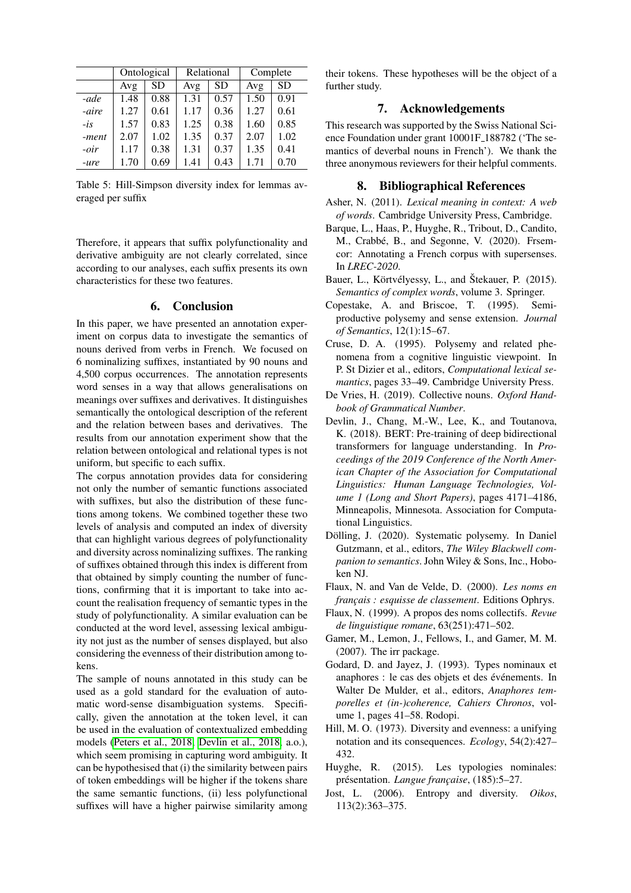| | Ontological | | Relational | | Complete | |
|---|---|---|---|---|---|---|
| | Avg | SD | Avg | SD | Avg | SD |
| *-ade* | 1.48 | 0.88 | 1.31 | 0.57 | 1.50 | 0.91 |
| *-aire* | 1.27 | 0.61 | 1.17 | 0.36 | 1.27 | 0.61 |
| *-is* | 1.57 | 0.83 | 1.25 | 0.38 | 1.60 | 0.85 |
| *-ment* | 2.07 | 1.02 | 1.35 | 0.37 | 2.07 | 1.02 |
| *-oir* | 1.17 | 0.38 | 1.31 | 0.37 | 1.35 | 0.41 |
| *-ure* | 1.70 | 0.69 | 1.41 | 0.43 | 1.71 | 0.70 |

Table 5: Hill-Simpson diversity index for lemmas averaged per suffix

Therefore, it appears that suffix polyfunctionality and derivative ambiguity are not clearly correlated, since according to our analyses, each suffix presents its own characteristics for these two features.

## 6. Conclusion

In this paper, we have presented an annotation experiment on corpus data to investigate the semantics of nouns derived from verbs in French. We focused on 6 nominalizing suffixes, instantiated by 90 nouns and 4,500 corpus occurrences. The annotation represents word senses in a way that allows generalisations on meanings over suffixes and derivatives. It distinguishes semantically the ontological description of the referent and the relation between bases and derivatives. The results from our annotation experiment show that the relation between ontological and relational types is not uniform, but specific to each suffix.

The corpus annotation provides data for considering not only the number of semantic functions associated with suffixes, but also the distribution of these functions among tokens. We combined together these two levels of analysis and computed an index of diversity that can highlight various degrees of polyfunctionality and diversity across nominalizing suffixes. The ranking of suffixes obtained through this index is different from that obtained by simply counting the number of functions, confirming that it is important to take into account the realisation frequency of semantic types in the study of polyfunctionality. A similar evaluation can be conducted at the word level, assessing lexical ambiguity not just as the number of senses displayed, but also considering the evenness of their distribution among tokens.

The sample of nouns annotated in this study can be used as a gold standard for the evaluation of automatic word-sense disambiguation systems. Specifically, given the annotation at the token level, it can be used in the evaluation of contextualized embedding models (Peters et al., 2018; Devlin et al., 2018, a.o.), which seem promising in capturing word ambiguity. It can be hypothesised that (i) the similarity between pairs of token embeddings will be higher if the tokens share the same semantic functions, (ii) less polyfunctional suffixes will have a higher pairwise similarity among their tokens. These hypotheses will be the object of a further study.

## 7. Acknowledgements

This research was supported by the Swiss National Science Foundation under grant 10001F_188782 ('The semantics of deverbal nouns in French'). We thank the three anonymous reviewers for their helpful comments.

## 8. Bibliographical References

Asher, N. (2011). *Lexical meaning in context: A web of words*. Cambridge University Press, Cambridge.

Barque, L., Haas, P., Huyghe, R., Tribout, D., Candito, M., Crabbé, B., and Segonne, V. (2020). Frsemcor: Annotating a French corpus with supersenses. In *LREC-2020*.

Bauer, L., Körtvélyessy, L., and Štekauer, P. (2015). *Semantics of complex words*, volume 3. Springer.

Copestake, A. and Briscoe, T. (1995). Semi-productive polysemy and sense extension. *Journal of Semantics*, 12(1):15–67.

Cruse, D. A. (1995). Polysemy and related phenomena from a cognitive linguistic viewpoint. In P. St Dizier et al., editors, *Computational lexical semantics*, pages 33–49. Cambridge University Press.

De Vries, H. (2019). Collective nouns. *Oxford Handbook of Grammatical Number*.

Devlin, J., Chang, M.-W., Lee, K., and Toutanova, K. (2018). BERT: Pre-training of deep bidirectional transformers for language understanding. In *Proceedings of the 2019 Conference of the North American Chapter of the Association for Computational Linguistics: Human Language Technologies, Volume 1 (Long and Short Papers)*, pages 4171–4186, Minneapolis, Minnesota. Association for Computational Linguistics.

Dölling, J. (2020). Systematic polysemy. In Daniel Gutzmann, et al., editors, *The Wiley Blackwell companion to semantics*. John Wiley & Sons, Inc., Hoboken NJ.

Flaux, N. and Van de Velde, D. (2000). *Les noms en français : esquisse de classement*. Editions Ophrys.

Flaux, N. (1999). A propos des noms collectifs. *Revue de linguistique romane*, 63(251):471–502.

Gamer, M., Lemon, J., Fellows, I., and Gamer, M. M. (2007). The irr package.

Godard, D. and Jayez, J. (1993). Types nominaux et anaphores : le cas des objets et des événements. In Walter De Mulder, et al., editors, *Anaphores temporelles et (in-)coherence, Cahiers Chronos*, volume 1, pages 41–58. Rodopi.

Hill, M. O. (1973). Diversity and evenness: a unifying notation and its consequences. *Ecology*, 54(2):427–432.

Huyghe, R. (2015). Les typologies nominales: présentation. *Langue française*, (185):5–27.

Jost, L. (2006). Entropy and diversity. *Oikos*, 113(2):363–375.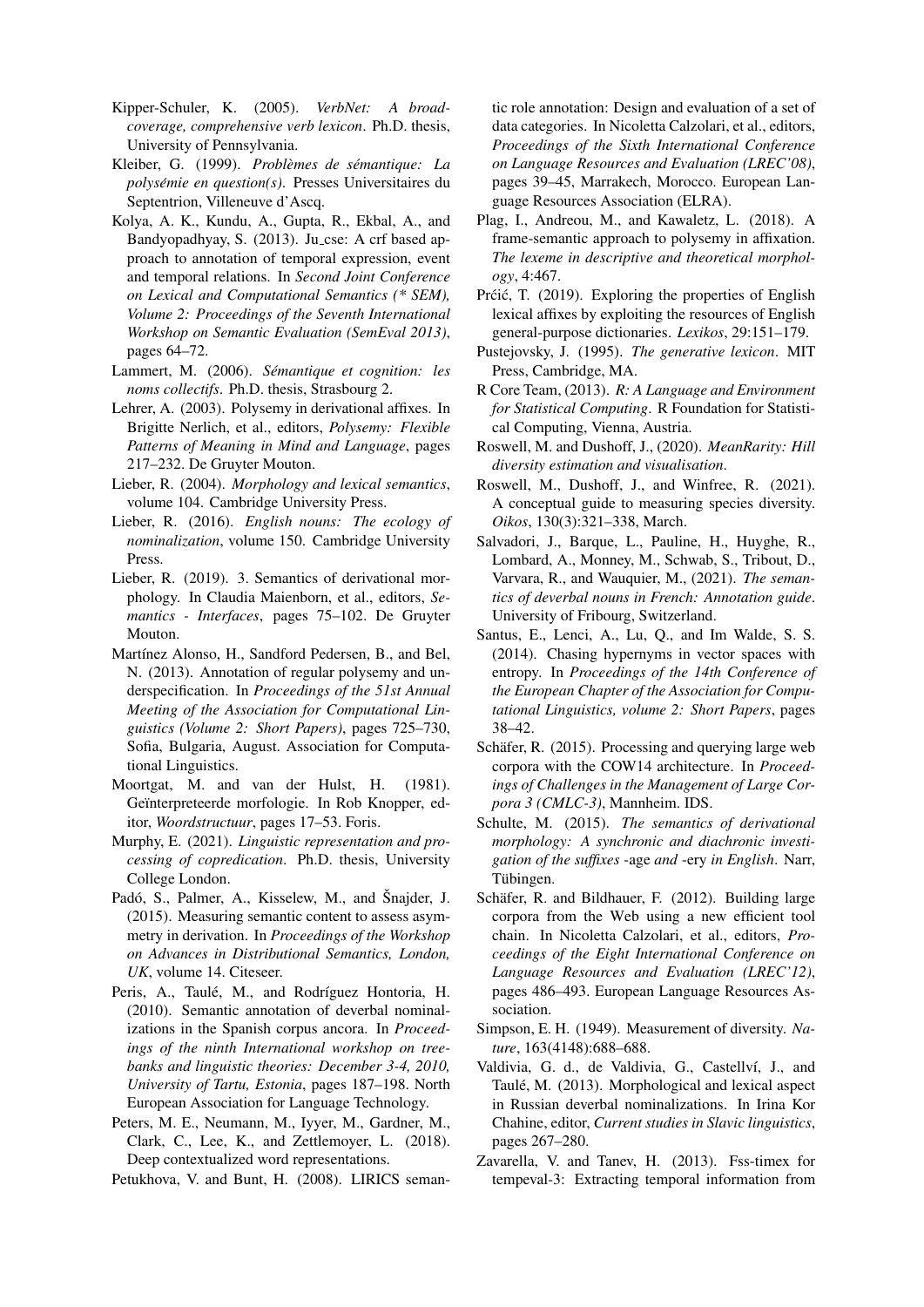Kipper-Schuler, K. (2005). *VerbNet: A broad-coverage, comprehensive verb lexicon*. Ph.D. thesis, University of Pennsylvania.

Kleiber, G. (1999). *Problèmes de sémantique: La polysémie en question(s)*. Presses Universitaires du Septentrion, Villeneuve d'Ascq.

Kolya, A. K., Kundu, A., Gupta, R., Ekbal, A., and Bandyopadhyay, S. (2013). Ju_cse: A crf based approach to annotation of temporal expression, event and temporal relations. In *Second Joint Conference on Lexical and Computational Semantics (* SEM), Volume 2: Proceedings of the Seventh International Workshop on Semantic Evaluation (SemEval 2013)*, pages 64–72.

Lammert, M. (2006). *Sémantique et cognition: les noms collectifs*. Ph.D. thesis, Strasbourg 2.

Lehrer, A. (2003). Polysemy in derivational affixes. In Brigitte Nerlich, et al., editors, *Polysemy: Flexible Patterns of Meaning in Mind and Language*, pages 217–232. De Gruyter Mouton.

Lieber, R. (2004). *Morphology and lexical semantics*, volume 104. Cambridge University Press.

Lieber, R. (2016). *English nouns: The ecology of nominalization*, volume 150. Cambridge University Press.

Lieber, R. (2019). 3. Semantics of derivational morphology. In Claudia Maienborn, et al., editors, *Semantics - Interfaces*, pages 75–102. De Gruyter Mouton.

Martínez Alonso, H., Sandford Pedersen, B., and Bel, N. (2013). Annotation of regular polysemy and underspecification. In *Proceedings of the 51st Annual Meeting of the Association for Computational Linguistics (Volume 2: Short Papers)*, pages 725–730, Sofia, Bulgaria, August. Association for Computational Linguistics.

Moortgat, M. and van der Hulst, H. (1981). Geïnterpreteerde morfologie. In Rob Knopper, editor, *Woordstructuur*, pages 17–53. Foris.

Murphy, E. (2021). *Linguistic representation and processing of copredication*. Ph.D. thesis, University College London.

Padó, S., Palmer, A., Kisselew, M., and Šnajder, J. (2015). Measuring semantic content to assess asymmetry in derivation. In *Proceedings of the Workshop on Advances in Distributional Semantics, London, UK*, volume 14. Citeseer.

Peris, A., Taulé, M., and Rodríguez Hontoria, H. (2010). Semantic annotation of deverbal nominalizations in the Spanish corpus ancora. In *Proceedings of the ninth International workshop on treebanks and linguistic theories: December 3-4, 2010, University of Tartu, Estonia*, pages 187–198. North European Association for Language Technology.

Peters, M. E., Neumann, M., Iyyer, M., Gardner, M., Clark, C., Lee, K., and Zettlemoyer, L. (2018). Deep contextualized word representations.

Petukhova, V. and Bunt, H. (2008). LIRICS semantic role annotation: Design and evaluation of a set of data categories. In Nicoletta Calzolari, et al., editors, *Proceedings of the Sixth International Conference on Language Resources and Evaluation (LREC'08)*, pages 39–45, Marrakech, Morocco. European Language Resources Association (ELRA).

Plag, I., Andreou, M., and Kawaletz, L. (2018). A frame-semantic approach to polysemy in affixation. *The lexeme in descriptive and theoretical morphology*, 4:467.

Prćić, T. (2019). Exploring the properties of English lexical affixes by exploiting the resources of English general-purpose dictionaries. *Lexikos*, 29:151–179.

Pustejovsky, J. (1995). *The generative lexicon*. MIT Press, Cambridge, MA.

R Core Team, (2013). *R: A Language and Environment for Statistical Computing*. R Foundation for Statistical Computing, Vienna, Austria.

Roswell, M. and Dushoff, J., (2020). *MeanRarity: Hill diversity estimation and visualisation*.

Roswell, M., Dushoff, J., and Winfree, R. (2021). A conceptual guide to measuring species diversity. *Oikos*, 130(3):321–338, March.

Salvadori, J., Barque, L., Pauline, H., Huyghe, R., Lombard, A., Monney, M., Schwab, S., Tribout, D., Varvara, R., and Wauquier, M., (2021). *The semantics of deverbal nouns in French: Annotation guide*. University of Fribourg, Switzerland.

Santus, E., Lenci, A., Lu, Q., and Im Walde, S. S. (2014). Chasing hypernyms in vector spaces with entropy. In *Proceedings of the 14th Conference of the European Chapter of the Association for Computational Linguistics, volume 2: Short Papers*, pages 38–42.

Schäfer, R. (2015). Processing and querying large web corpora with the COW14 architecture. In *Proceedings of Challenges in the Management of Large Corpora 3 (CMLC-3)*, Mannheim. IDS.

Schulte, M. (2015). *The semantics of derivational morphology: A synchronic and diachronic investigation of the suffixes -age and -ery in English*. Narr, Tübingen.

Schäfer, R. and Bildhauer, F. (2012). Building large corpora from the Web using a new efficient tool chain. In Nicoletta Calzolari, et al., editors, *Proceedings of the Eight International Conference on Language Resources and Evaluation (LREC'12)*, pages 486–493. European Language Resources Association.

Simpson, E. H. (1949). Measurement of diversity. *Nature*, 163(4148):688–688.

Valdivia, G. d., de Valdivia, G., Castellví, J., and Taulé, M. (2013). Morphological and lexical aspect in Russian deverbal nominalizations. In Irina Kor Chahine, editor, *Current studies in Slavic linguistics*, pages 267–280.

Zavarella, V. and Tanev, H. (2013). Fss-timex for tempeval-3: Extracting temporal information from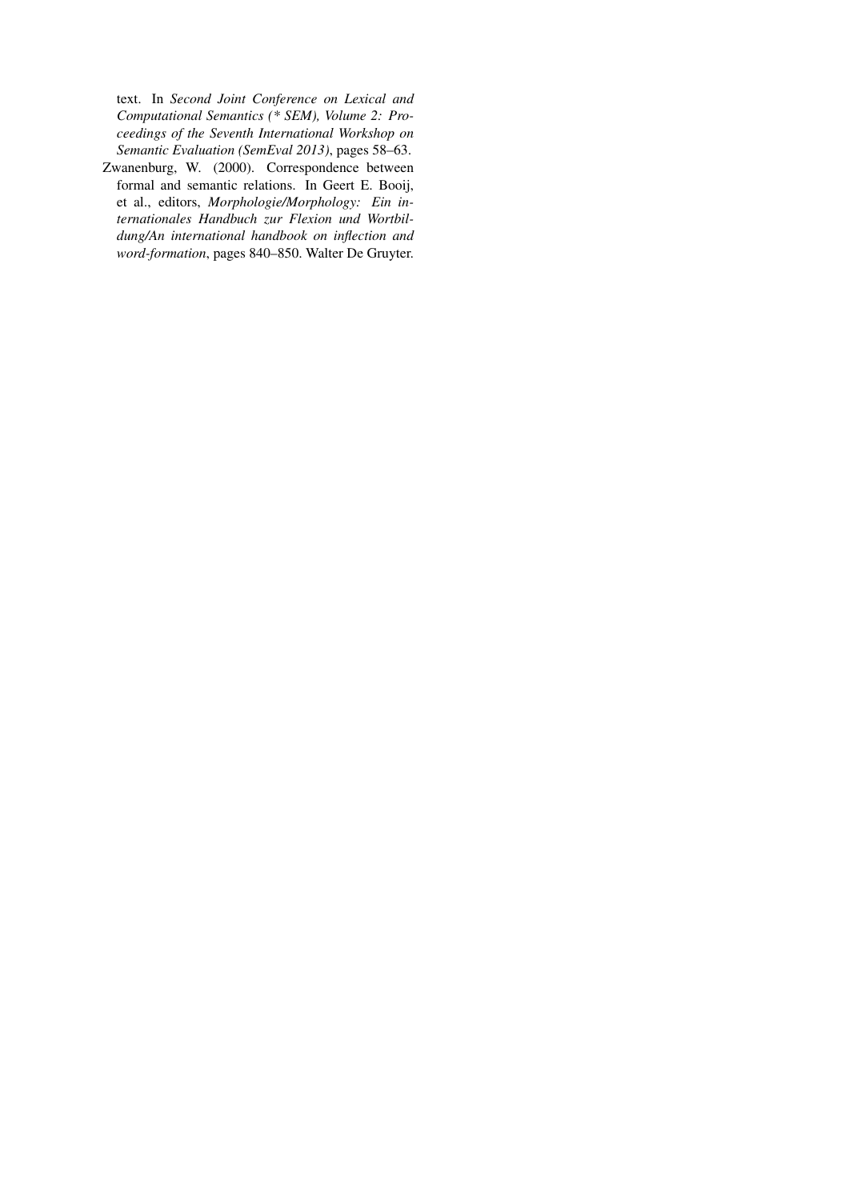text. In *Second Joint Conference on Lexical and Computational Semantics (* SEM), Volume 2: Proceedings of the Seventh International Workshop on Semantic Evaluation (SemEval 2013)*, pages 58–63.

Zwanenburg, W. (2000). Correspondence between formal and semantic relations. In Geert E. Booij, et al., editors, *Morphologie/Morphology: Ein internationales Handbuch zur Flexion und Wortbildung/An international handbook on inflection and word-formation*, pages 840–850. Walter De Gruyter.